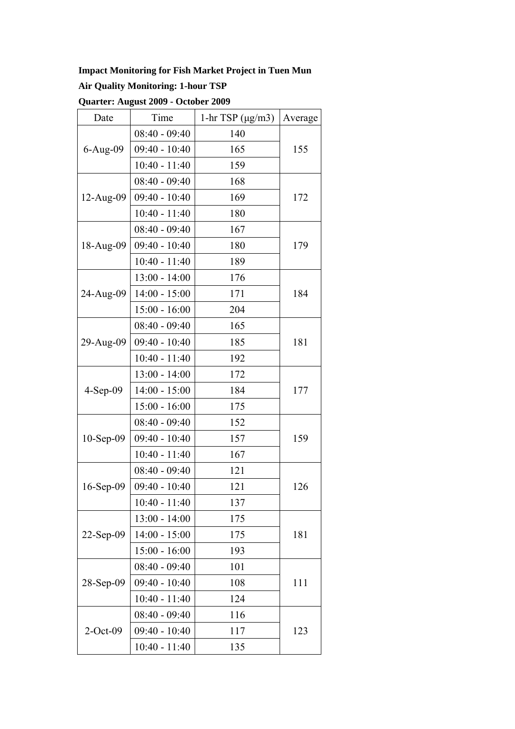**Impact Monitoring for Fish Market Project in Tuen Mun**

**Air Quality Monitoring: 1-hour TSP**

**Quarter: August 2009 - October 2009**

| Date | Time | 1-hr TSP (μg/m3) | Average |
|---|---|---|---|
| 6-Aug-09 | 08:40 - 09:40 | 140 | 155 |
| | 09:40 - 10:40 | 165 | |
| | 10:40 - 11:40 | 159 | |
| 12-Aug-09 | 08:40 - 09:40 | 168 | 172 |
| | 09:40 - 10:40 | 169 | |
| | 10:40 - 11:40 | 180 | |
| 18-Aug-09 | 08:40 - 09:40 | 167 | 179 |
| | 09:40 - 10:40 | 180 | |
| | 10:40 - 11:40 | 189 | |
| 24-Aug-09 | 13:00 - 14:00 | 176 | 184 |
| | 14:00 - 15:00 | 171 | |
| | 15:00 - 16:00 | 204 | |
| 29-Aug-09 | 08:40 - 09:40 | 165 | 181 |
| | 09:40 - 10:40 | 185 | |
| | 10:40 - 11:40 | 192 | |
| 4-Sep-09 | 13:00 - 14:00 | 172 | 177 |
| | 14:00 - 15:00 | 184 | |
| | 15:00 - 16:00 | 175 | |
| 10-Sep-09 | 08:40 - 09:40 | 152 | 159 |
| | 09:40 - 10:40 | 157 | |
| | 10:40 - 11:40 | 167 | |
| 16-Sep-09 | 08:40 - 09:40 | 121 | 126 |
| | 09:40 - 10:40 | 121 | |
| | 10:40 - 11:40 | 137 | |
| 22-Sep-09 | 13:00 - 14:00 | 175 | 181 |
| | 14:00 - 15:00 | 175 | |
| | 15:00 - 16:00 | 193 | |
| 28-Sep-09 | 08:40 - 09:40 | 101 | 111 |
| | 09:40 - 10:40 | 108 | |
| | 10:40 - 11:40 | 124 | |
| 2-Oct-09 | 08:40 - 09:40 | 116 | 123 |
| | 09:40 - 10:40 | 117 | |
| | 10:40 - 11:40 | 135 | |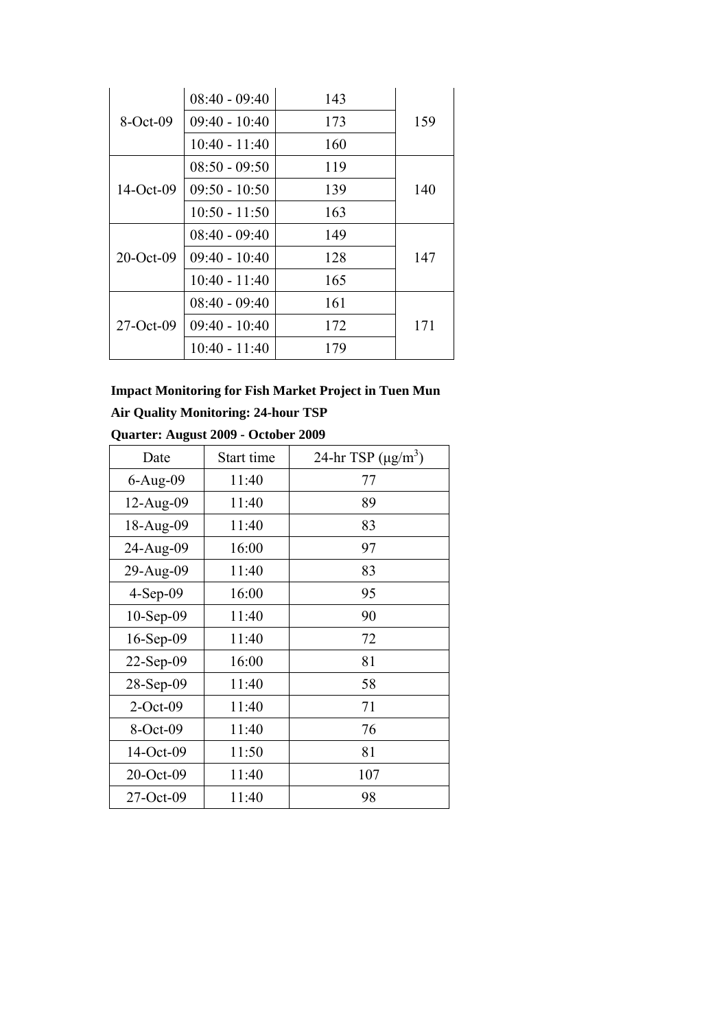| | | | |
|---|---|---|---|
| 8-Oct-09 | 08:40 - 09:40 | 143 | 159 |
| | 09:40 - 10:40 | 173 | |
| | 10:40 - 11:40 | 160 | |
| 14-Oct-09 | 08:50 - 09:50 | 119 | 140 |
| | 09:50 - 10:50 | 139 | |
| | 10:50 - 11:50 | 163 | |
| 20-Oct-09 | 08:40 - 09:40 | 149 | 147 |
| | 09:40 - 10:40 | 128 | |
| | 10:40 - 11:40 | 165 | |
| 27-Oct-09 | 08:40 - 09:40 | 161 | 171 |
| | 09:40 - 10:40 | 172 | |
| | 10:40 - 11:40 | 179 | |

**Impact Monitoring for Fish Market Project in Tuen Mun**

**Air Quality Monitoring: 24-hour TSP**

**Quarter: August 2009 - October 2009**

| Date | Start time | 24-hr TSP ($\mu g/m^3$) |
|---|---|---|
| 6-Aug-09 | 11:40 | 77 |
| 12-Aug-09 | 11:40 | 89 |
| 18-Aug-09 | 11:40 | 83 |
| 24-Aug-09 | 16:00 | 97 |
| 29-Aug-09 | 11:40 | 83 |
| 4-Sep-09 | 16:00 | 95 |
| 10-Sep-09 | 11:40 | 90 |
| 16-Sep-09 | 11:40 | 72 |
| 22-Sep-09 | 16:00 | 81 |
| 28-Sep-09 | 11:40 | 58 |
| 2-Oct-09 | 11:40 | 71 |
| 8-Oct-09 | 11:40 | 76 |
| 14-Oct-09 | 11:50 | 81 |
| 20-Oct-09 | 11:40 | 107 |
| 27-Oct-09 | 11:40 | 98 |